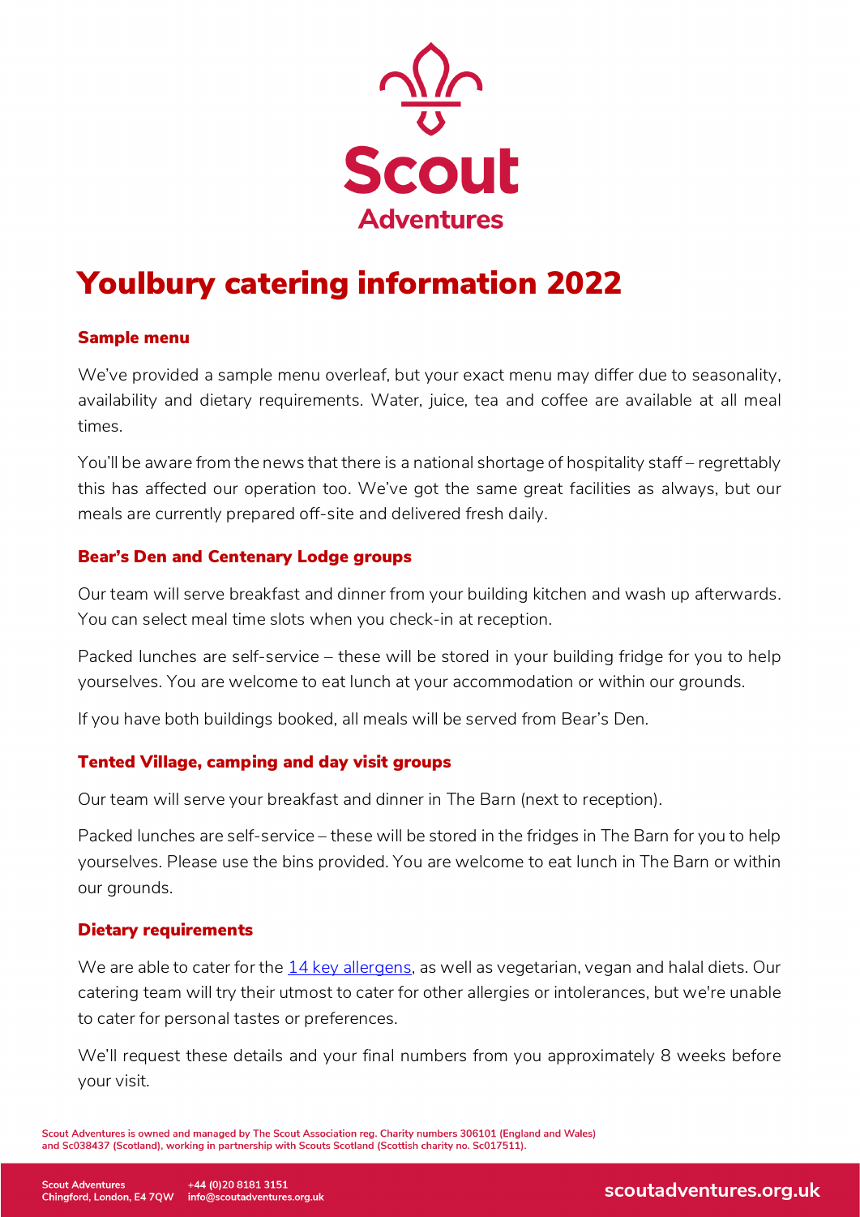# Youlbury catering information 2022

## Sample menu

We've provided a sample menu overleaf, but your exact menu may differ due to seasonality, availability and dietary requirements. Water, juice, tea and coffee are available at all meal times.

You'll be aware from the news that there is a national shortage of hospitality staff – regrettably this has affected our operation too. We've got the same great facilities as always, but our meals are currently prepared off-site and delivered fresh daily.

## Bear's Den and Centenary Lodge groups

Our team will serve breakfast and dinner from your building kitchen and wash up afterwards. You can select meal time slots when you check-in at reception.

Packed lunches are self-service – these will be stored in your building fridge for you to help yourselves. You are welcome to eat lunch at your accommodation or within our grounds.

If you have both buildings booked, all meals will be served from Bear's Den.

## Tented Village, camping and day visit groups

Our team will serve your breakfast and dinner in The Barn (next to reception).

Packed lunches are self-service – these will be stored in the fridges in The Barn for you to help yourselves. Please use the bins provided. You are welcome to eat lunch in The Barn or within our grounds.

## Dietary requirements

We are able to cater for the 14 key allergens, as well as vegetarian, vegan and halal diets. Our catering team will try their utmost to cater for other allergies or intolerances, but we're unable to cater for personal tastes or preferences.

We'll request these details and your final numbers from you approximately 8 weeks before your visit.

Scout Adventures is owned and managed by The Scout Association reg. Charity numbers 306101 (England and Wales) and Sc038437 (Scotland), working in partnership with Scouts Scotland (Scottish charity no. Sc017511).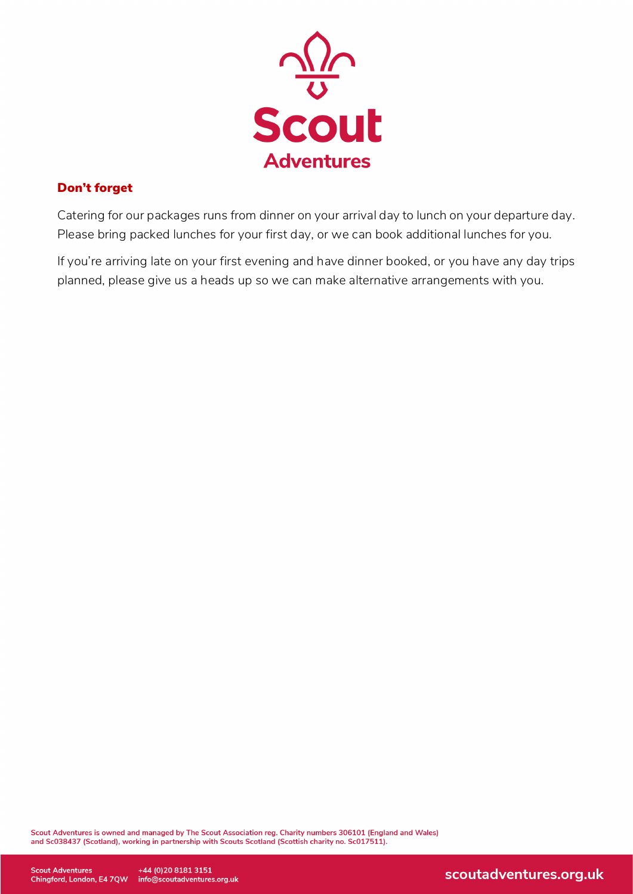## Don't forget

Catering for our packages runs from dinner on your arrival day to lunch on your departure day. Please bring packed lunches for your first day, or we can book additional lunches for you.

If you're arriving late on your first evening and have dinner booked, or you have any day trips planned, please give us a heads up so we can make alternative arrangements with you.

Scout Adventures is owned and managed by The Scout Association reg. Charity numbers 306101 (England and Wales) and Sc038437 (Scotland), working in partnership with Scouts Scotland (Scottish charity no. Sc017511).

Scout Adventures
Chingford, London, E4 7QW
+44 (0)20 8181 3151
info@scoutadventures.org.uk

scoutadventures.org.uk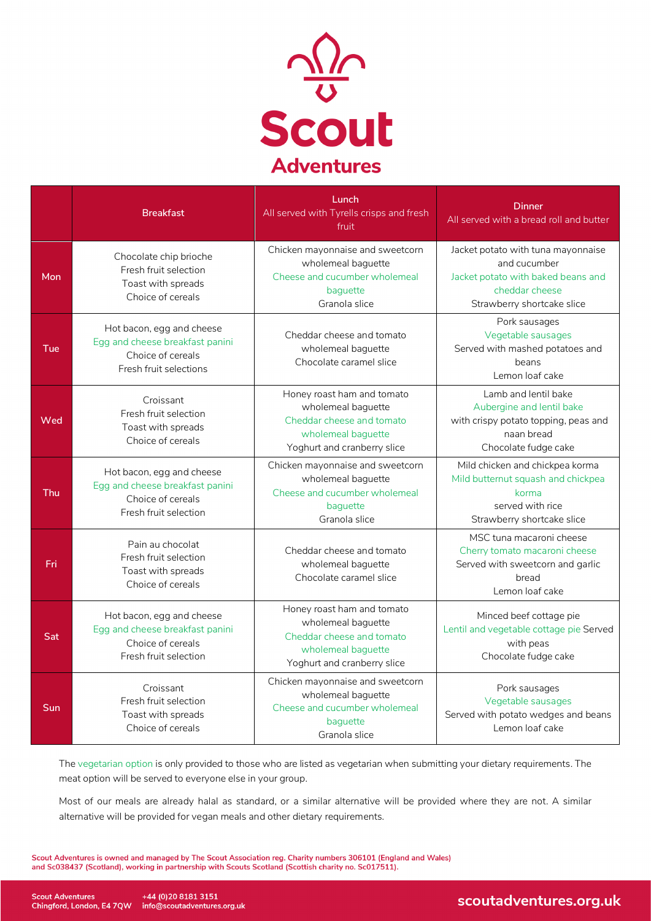# Scout Adventures

| | Breakfast | Lunch<br>All served with Tyrells crisps and fresh fruit | Dinner<br>All served with a bread roll and butter |
|---|---|---|---|
| Mon | Chocolate chip brioche<br>Fresh fruit selection<br>Toast with spreads<br>Choice of cereals | Chicken mayonnaise and sweetcorn wholemeal baguette<br>Cheese and cucumber wholemeal baguette<br>Granola slice | Jacket potato with tuna mayonnaise and cucumber<br>Jacket potato with baked beans and cheddar cheese<br>Strawberry shortcake slice |
| Tue | Hot bacon, egg and cheese<br>Egg and cheese breakfast panini<br>Choice of cereals<br>Fresh fruit selections | Cheddar cheese and tomato wholemeal baguette<br>Chocolate caramel slice | Pork sausages<br>Vegetable sausages<br>Served with mashed potatoes and beans<br>Lemon loaf cake |
| Wed | Croissant<br>Fresh fruit selection<br>Toast with spreads<br>Choice of cereals | Honey roast ham and tomato wholemeal baguette<br>Cheddar cheese and tomato wholemeal baguette<br>Yoghurt and cranberry slice | Lamb and lentil bake<br>Aubergine and lentil bake<br>with crispy potato topping, peas and naan bread<br>Chocolate fudge cake |
| Thu | Hot bacon, egg and cheese<br>Egg and cheese breakfast panini<br>Choice of cereals<br>Fresh fruit selection | Chicken mayonnaise and sweetcorn wholemeal baguette<br>Cheese and cucumber wholemeal baguette<br>Granola slice | Mild chicken and chickpea korma<br>Mild butternut squash and chickpea korma<br>served with rice<br>Strawberry shortcake slice |
| Fri | Pain au chocolat<br>Fresh fruit selection<br>Toast with spreads<br>Choice of cereals | Cheddar cheese and tomato wholemeal baguette<br>Chocolate caramel slice | MSC tuna macaroni cheese<br>Cherry tomato macaroni cheese<br>Served with sweetcorn and garlic bread<br>Lemon loaf cake |
| Sat | Hot bacon, egg and cheese<br>Egg and cheese breakfast panini<br>Choice of cereals<br>Fresh fruit selection | Honey roast ham and tomato wholemeal baguette<br>Cheddar cheese and tomato wholemeal baguette<br>Yoghurt and cranberry slice | Minced beef cottage pie<br>Lentil and vegetable cottage pie Served with peas<br>Chocolate fudge cake |
| Sun | Croissant<br>Fresh fruit selection<br>Toast with spreads<br>Choice of cereals | Chicken mayonnaise and sweetcorn wholemeal baguette<br>Cheese and cucumber wholemeal baguette<br>Granola slice | Pork sausages<br>Vegetable sausages<br>Served with potato wedges and beans<br>Lemon loaf cake |

The vegetarian option is only provided to those who are listed as vegetarian when submitting your dietary requirements. The meat option will be served to everyone else in your group.

Most of our meals are already halal as standard, or a similar alternative will be provided where they are not. A similar alternative will be provided for vegan meals and other dietary requirements.

**Scout Adventures is owned and managed by The Scout Association reg. Charity numbers 306101 (England and Wales) and Sc038437 (Scotland), working in partnership with Scouts Scotland (Scottish charity no. Sc017511).**

**Scout Adventures**
**Chingford, London, E4 7QW**
**+44 (0)20 8181 3151**
**info@scoutadventures.org.uk**

**scoutadventures.org.uk**